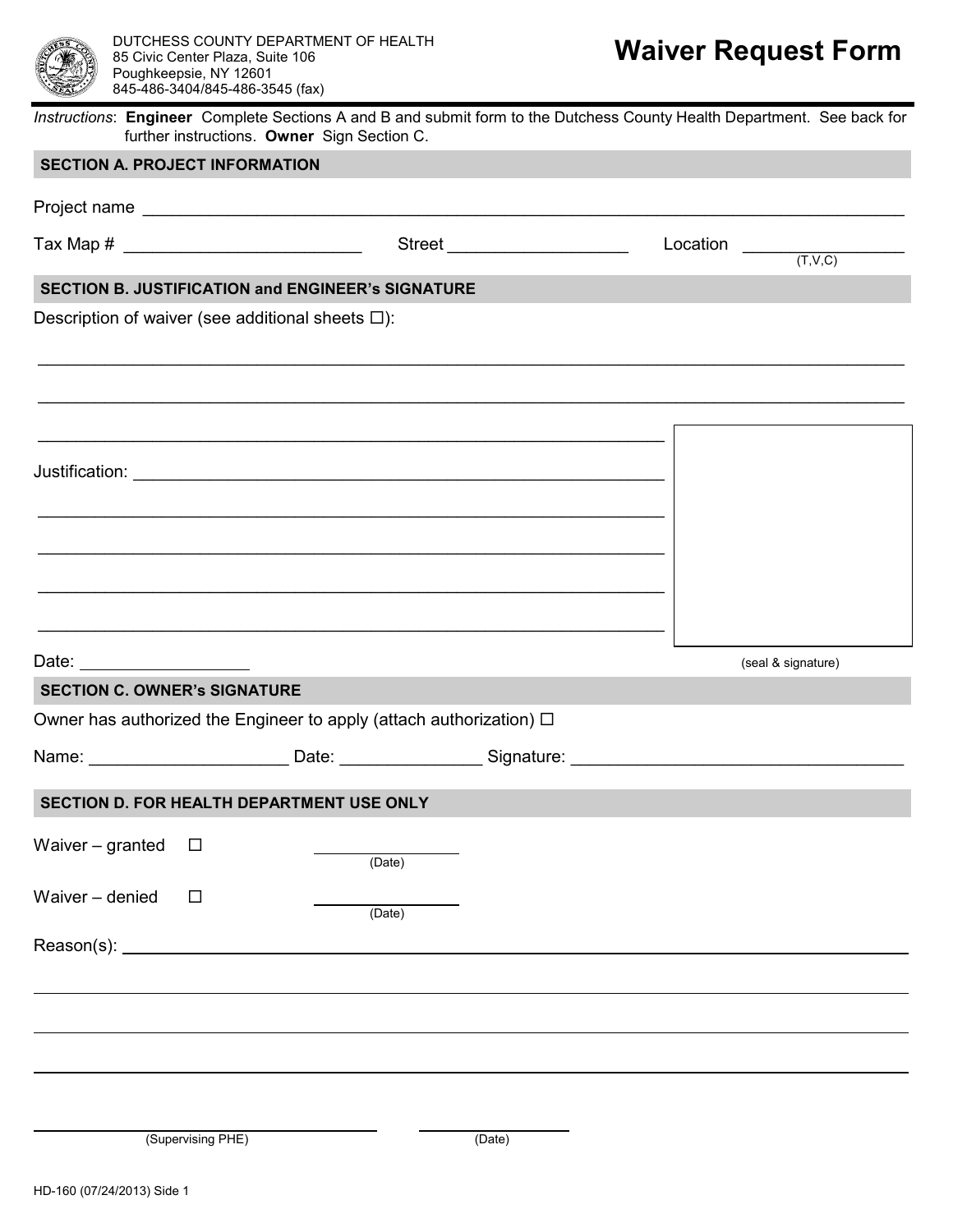DUTCHESS COUNTY DEPARTMENT OF HEALTH
85 Civic Center Plaza, Suite 106
Poughkeepsie, NY 12601
845-486-3404/845-486-3545 (fax)

# Waiver Request Form

*Instructions*: **Engineer** Complete Sections A and B and submit form to the Dutchess County Health Department. See back for further instructions. **Owner** Sign Section C.

## SECTION A. PROJECT INFORMATION

Project name ______________________________________________________________________________

Tax Map # ________________________ Street __________________ Location ________________ (T,V,C)

## SECTION B. JUSTIFICATION and ENGINEER's SIGNATURE

Description of waiver (see additional sheets ☐):

______________________________________________________________________________

______________________________________________________________________________

______________________________________________________________________________

Justification: ______________________________________________________________

______________________________________________________________________________

______________________________________________________________________________

______________________________________________________________________________

______________________________________________________________________________

Date: ________________

(seal & signature)

## SECTION C. OWNER's SIGNATURE

Owner has authorized the Engineer to apply (attach authorization) ☐

Name: ____________________ Date: ______________ Signature: ________________________________

## SECTION D. FOR HEALTH DEPARTMENT USE ONLY

Waiver – granted ☐ ______________ (Date)

Waiver – denied ☐ ______________ (Date)

Reason(s): ______________________________________________________________________________

______________________________________________________________________________

______________________________________________________________________________

______________________________________________________________________________

______________________________ (Supervising PHE) ______________ (Date)

HD-160 (07/24/2013) Side 1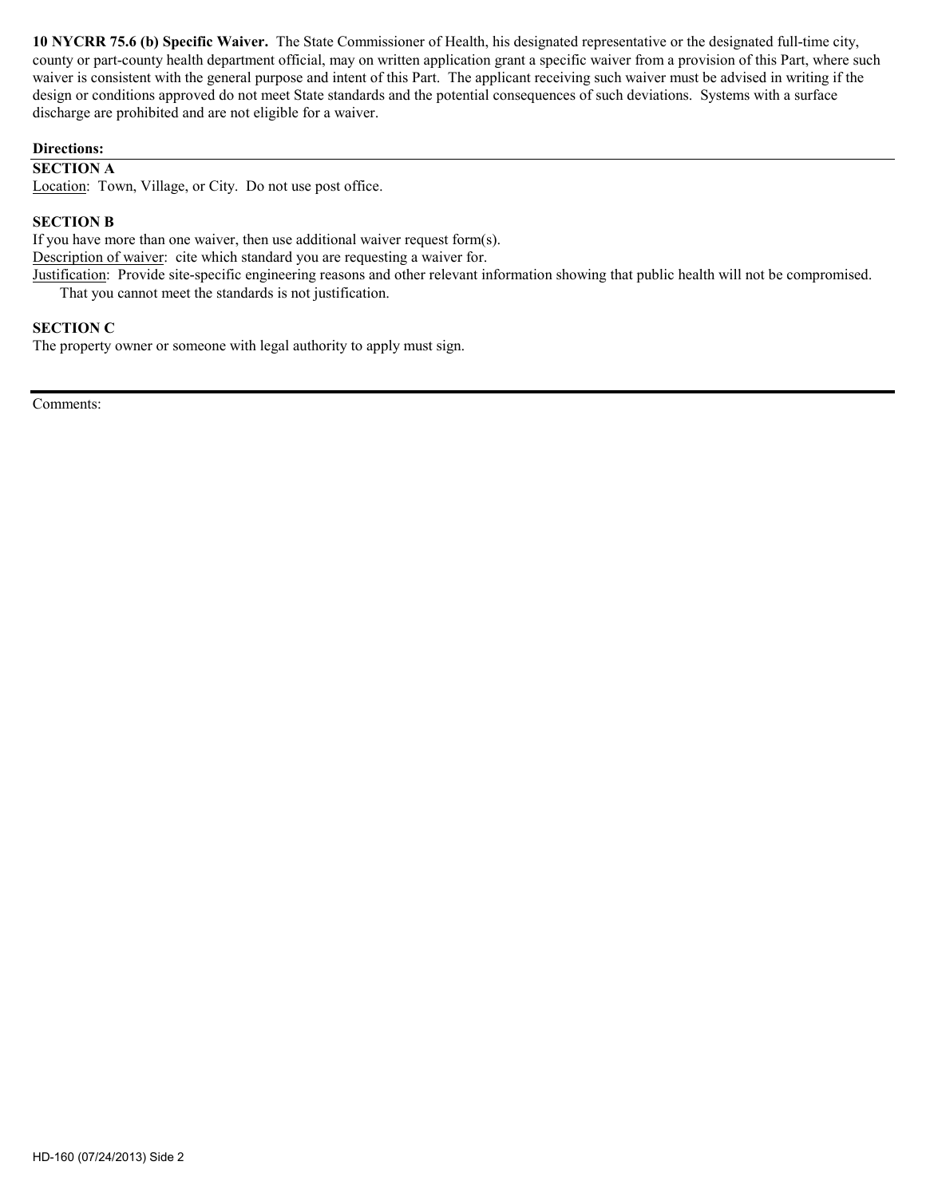**10 NYCRR 75.6 (b) Specific Waiver.** The State Commissioner of Health, his designated representative or the designated full-time city, county or part-county health department official, may on written application grant a specific waiver from a provision of this Part, where such waiver is consistent with the general purpose and intent of this Part. The applicant receiving such waiver must be advised in writing if the design or conditions approved do not meet State standards and the potential consequences of such deviations. Systems with a surface discharge are prohibited and are not eligible for a waiver.

**Directions:**

**SECTION A**

Location: Town, Village, or City. Do not use post office.

**SECTION B**

If you have more than one waiver, then use additional waiver request form(s).

Description of waiver: cite which standard you are requesting a waiver for.

Justification: Provide site-specific engineering reasons and other relevant information showing that public health will not be compromised. That you cannot meet the standards is not justification.

**SECTION C**

The property owner or someone with legal authority to apply must sign.

Comments:

HD-160 (07/24/2013) Side 2